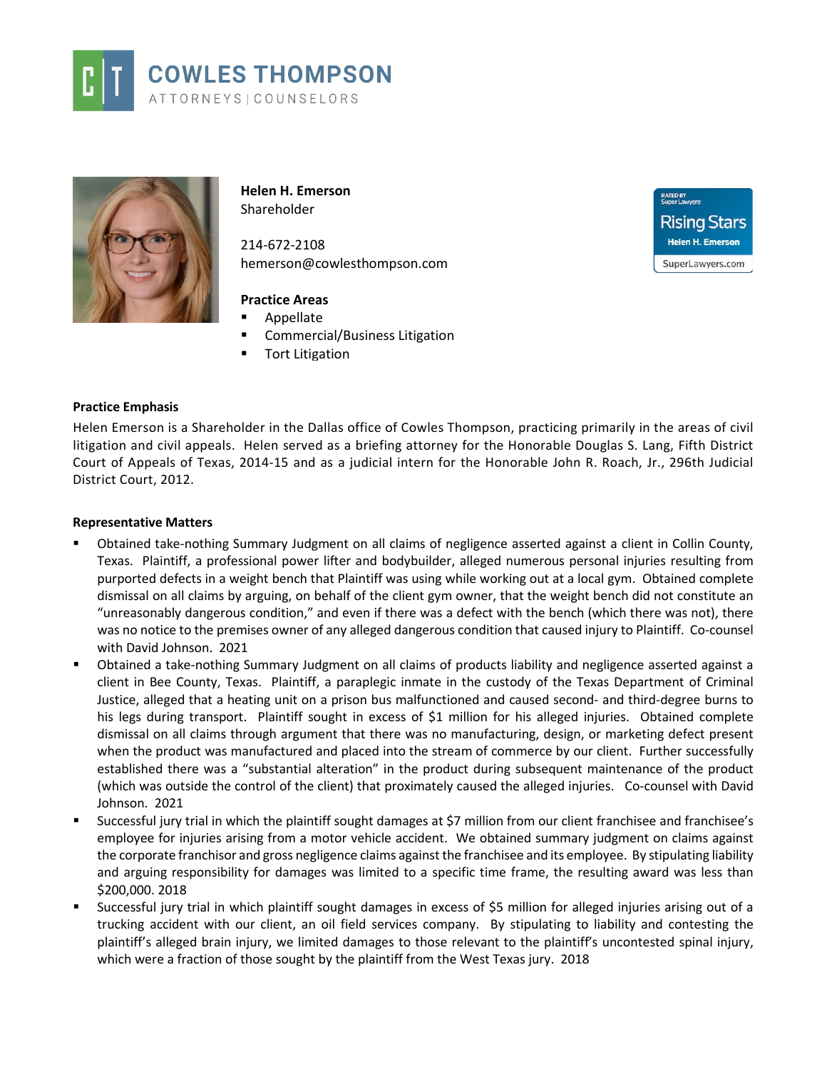# COWLES THOMPSON

ATTORNEYS | COUNSELORS

**Helen H. Emerson**
Shareholder

214-672-2108
hemerson@cowlesthompson.com

**Practice Areas**

- Appellate
- Commercial/Business Litigation
- Tort Litigation

RATED BY Super Lawyers
Rising Stars
Helen H. Emerson
SuperLawyers.com

**Practice Emphasis**

Helen Emerson is a Shareholder in the Dallas office of Cowles Thompson, practicing primarily in the areas of civil litigation and civil appeals. Helen served as a briefing attorney for the Honorable Douglas S. Lang, Fifth District Court of Appeals of Texas, 2014-15 and as a judicial intern for the Honorable John R. Roach, Jr., 296th Judicial District Court, 2012.

**Representative Matters**

- Obtained take-nothing Summary Judgment on all claims of negligence asserted against a client in Collin County, Texas. Plaintiff, a professional power lifter and bodybuilder, alleged numerous personal injuries resulting from purported defects in a weight bench that Plaintiff was using while working out at a local gym. Obtained complete dismissal on all claims by arguing, on behalf of the client gym owner, that the weight bench did not constitute an "unreasonably dangerous condition," and even if there was a defect with the bench (which there was not), there was no notice to the premises owner of any alleged dangerous condition that caused injury to Plaintiff. Co-counsel with David Johnson. 2021
- Obtained a take-nothing Summary Judgment on all claims of products liability and negligence asserted against a client in Bee County, Texas. Plaintiff, a paraplegic inmate in the custody of the Texas Department of Criminal Justice, alleged that a heating unit on a prison bus malfunctioned and caused second- and third-degree burns to his legs during transport. Plaintiff sought in excess of $1 million for his alleged injuries. Obtained complete dismissal on all claims through argument that there was no manufacturing, design, or marketing defect present when the product was manufactured and placed into the stream of commerce by our client. Further successfully established there was a "substantial alteration" in the product during subsequent maintenance of the product (which was outside the control of the client) that proximately caused the alleged injuries. Co-counsel with David Johnson. 2021
- Successful jury trial in which the plaintiff sought damages at $7 million from our client franchisee and franchisee's employee for injuries arising from a motor vehicle accident. We obtained summary judgment on claims against the corporate franchisor and gross negligence claims against the franchisee and its employee. By stipulating liability and arguing responsibility for damages was limited to a specific time frame, the resulting award was less than $200,000. 2018
- Successful jury trial in which plaintiff sought damages in excess of $5 million for alleged injuries arising out of a trucking accident with our client, an oil field services company. By stipulating to liability and contesting the plaintiff's alleged brain injury, we limited damages to those relevant to the plaintiff's uncontested spinal injury, which were a fraction of those sought by the plaintiff from the West Texas jury. 2018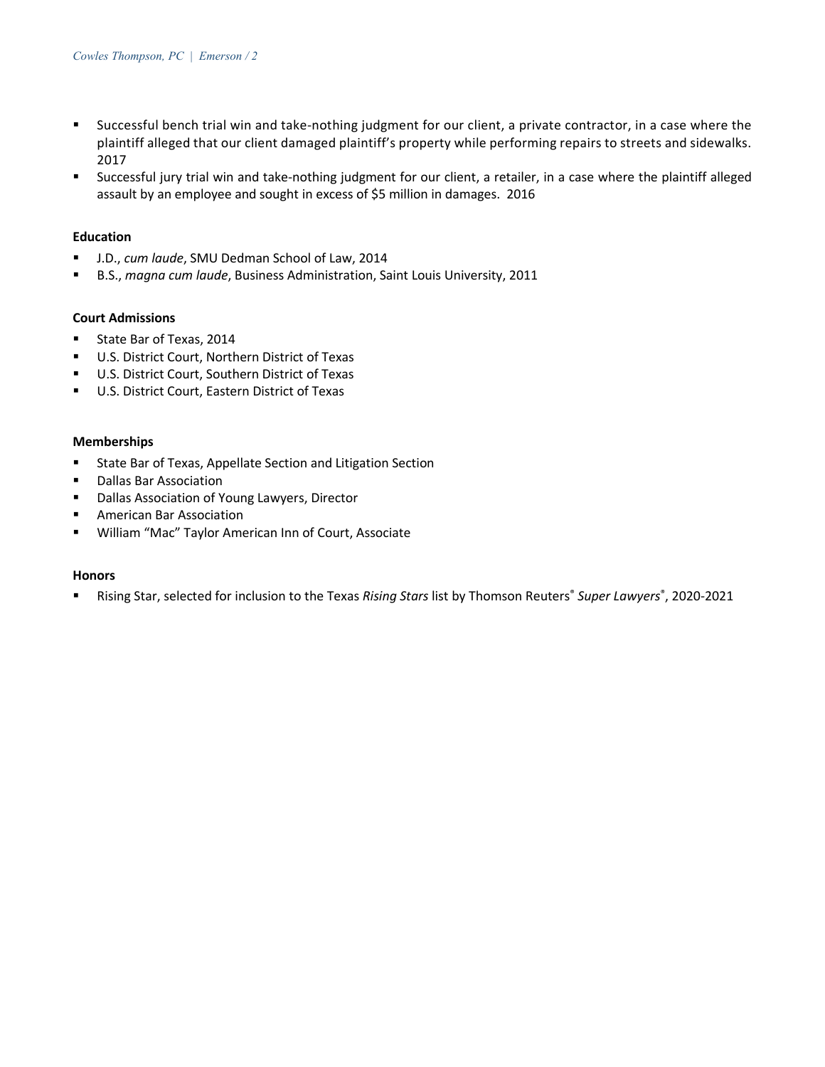- Successful bench trial win and take-nothing judgment for our client, a private contractor, in a case where the plaintiff alleged that our client damaged plaintiff's property while performing repairs to streets and sidewalks. 2017
- Successful jury trial win and take-nothing judgment for our client, a retailer, in a case where the plaintiff alleged assault by an employee and sought in excess of $5 million in damages. 2016

**Education**

- J.D., *cum laude*, SMU Dedman School of Law, 2014
- B.S., *magna cum laude*, Business Administration, Saint Louis University, 2011

**Court Admissions**

- State Bar of Texas, 2014
- U.S. District Court, Northern District of Texas
- U.S. District Court, Southern District of Texas
- U.S. District Court, Eastern District of Texas

**Memberships**

- State Bar of Texas, Appellate Section and Litigation Section
- Dallas Bar Association
- Dallas Association of Young Lawyers, Director
- American Bar Association
- William "Mac" Taylor American Inn of Court, Associate

**Honors**

- Rising Star, selected for inclusion to the Texas *Rising Stars* list by Thomson Reuters® *Super Lawyers*®, 2020-2021